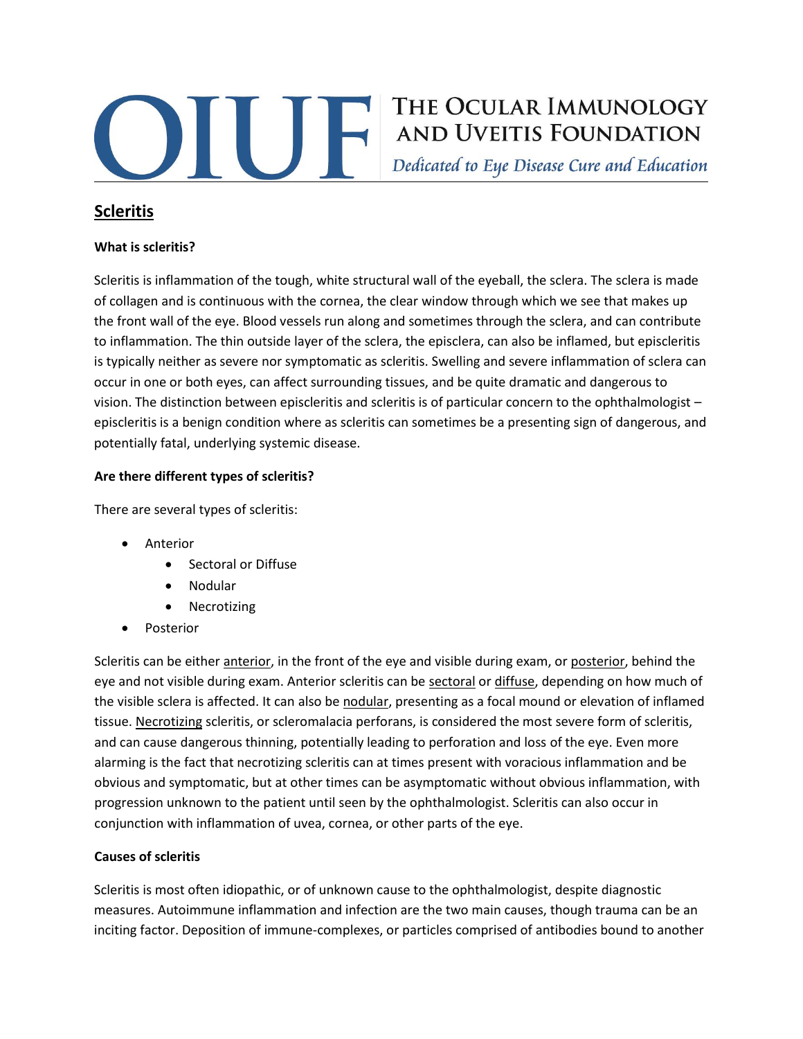# THE OCULAR IMMUNOLOGY AND UVEITIS FOUNDATION

*Dedicated to Eye Disease Cure and Education*

## Scleritis

**What is scleritis?**

Scleritis is inflammation of the tough, white structural wall of the eyeball, the sclera. The sclera is made of collagen and is continuous with the cornea, the clear window through which we see that makes up the front wall of the eye. Blood vessels run along and sometimes through the sclera, and can contribute to inflammation. The thin outside layer of the sclera, the episclera, can also be inflamed, but episcleritis is typically neither as severe nor symptomatic as scleritis. Swelling and severe inflammation of sclera can occur in one or both eyes, can affect surrounding tissues, and be quite dramatic and dangerous to vision. The distinction between episcleritis and scleritis is of particular concern to the ophthalmologist – episcleritis is a benign condition where as scleritis can sometimes be a presenting sign of dangerous, and potentially fatal, underlying systemic disease.

**Are there different types of scleritis?**

There are several types of scleritis:

- Anterior
  - Sectoral or Diffuse
  - Nodular
  - Necrotizing
- Posterior

Scleritis can be either anterior, in the front of the eye and visible during exam, or posterior, behind the eye and not visible during exam. Anterior scleritis can be sectoral or diffuse, depending on how much of the visible sclera is affected. It can also be nodular, presenting as a focal mound or elevation of inflamed tissue. Necrotizing scleritis, or scleromalacia perforans, is considered the most severe form of scleritis, and can cause dangerous thinning, potentially leading to perforation and loss of the eye. Even more alarming is the fact that necrotizing scleritis can at times present with voracious inflammation and be obvious and symptomatic, but at other times can be asymptomatic without obvious inflammation, with progression unknown to the patient until seen by the ophthalmologist. Scleritis can also occur in conjunction with inflammation of uvea, cornea, or other parts of the eye.

**Causes of scleritis**

Scleritis is most often idiopathic, or of unknown cause to the ophthalmologist, despite diagnostic measures. Autoimmune inflammation and infection are the two main causes, though trauma can be an inciting factor. Deposition of immune-complexes, or particles comprised of antibodies bound to another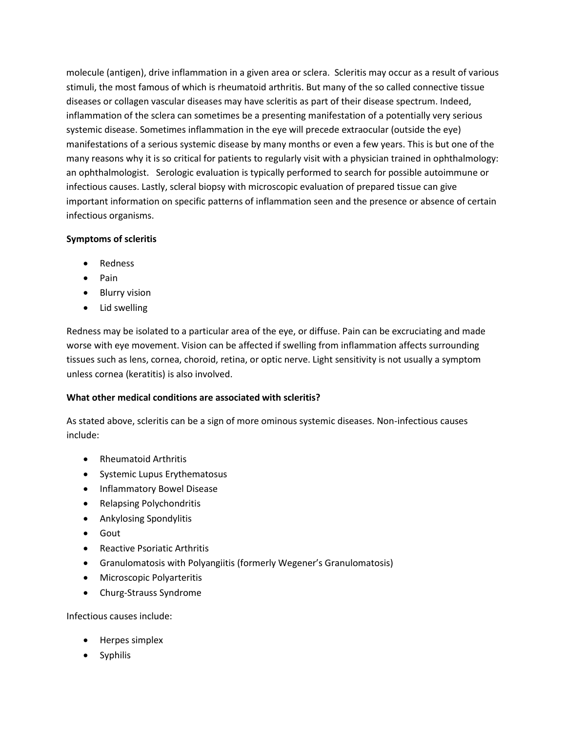molecule (antigen), drive inflammation in a given area or sclera. Scleritis may occur as a result of various stimuli, the most famous of which is rheumatoid arthritis. But many of the so called connective tissue diseases or collagen vascular diseases may have scleritis as part of their disease spectrum. Indeed, inflammation of the sclera can sometimes be a presenting manifestation of a potentially very serious systemic disease. Sometimes inflammation in the eye will precede extraocular (outside the eye) manifestations of a serious systemic disease by many months or even a few years. This is but one of the many reasons why it is so critical for patients to regularly visit with a physician trained in ophthalmology: an ophthalmologist. Serologic evaluation is typically performed to search for possible autoimmune or infectious causes. Lastly, scleral biopsy with microscopic evaluation of prepared tissue can give important information on specific patterns of inflammation seen and the presence or absence of certain infectious organisms.

**Symptoms of scleritis**

- Redness
- Pain
- Blurry vision
- Lid swelling

Redness may be isolated to a particular area of the eye, or diffuse. Pain can be excruciating and made worse with eye movement. Vision can be affected if swelling from inflammation affects surrounding tissues such as lens, cornea, choroid, retina, or optic nerve. Light sensitivity is not usually a symptom unless cornea (keratitis) is also involved.

**What other medical conditions are associated with scleritis?**

As stated above, scleritis can be a sign of more ominous systemic diseases. Non-infectious causes include:

- Rheumatoid Arthritis
- Systemic Lupus Erythematosus
- Inflammatory Bowel Disease
- Relapsing Polychondritis
- Ankylosing Spondylitis
- Gout
- Reactive Psoriatic Arthritis
- Granulomatosis with Polyangiitis (formerly Wegener's Granulomatosis)
- Microscopic Polyarteritis
- Churg-Strauss Syndrome

Infectious causes include:

- Herpes simplex
- Syphilis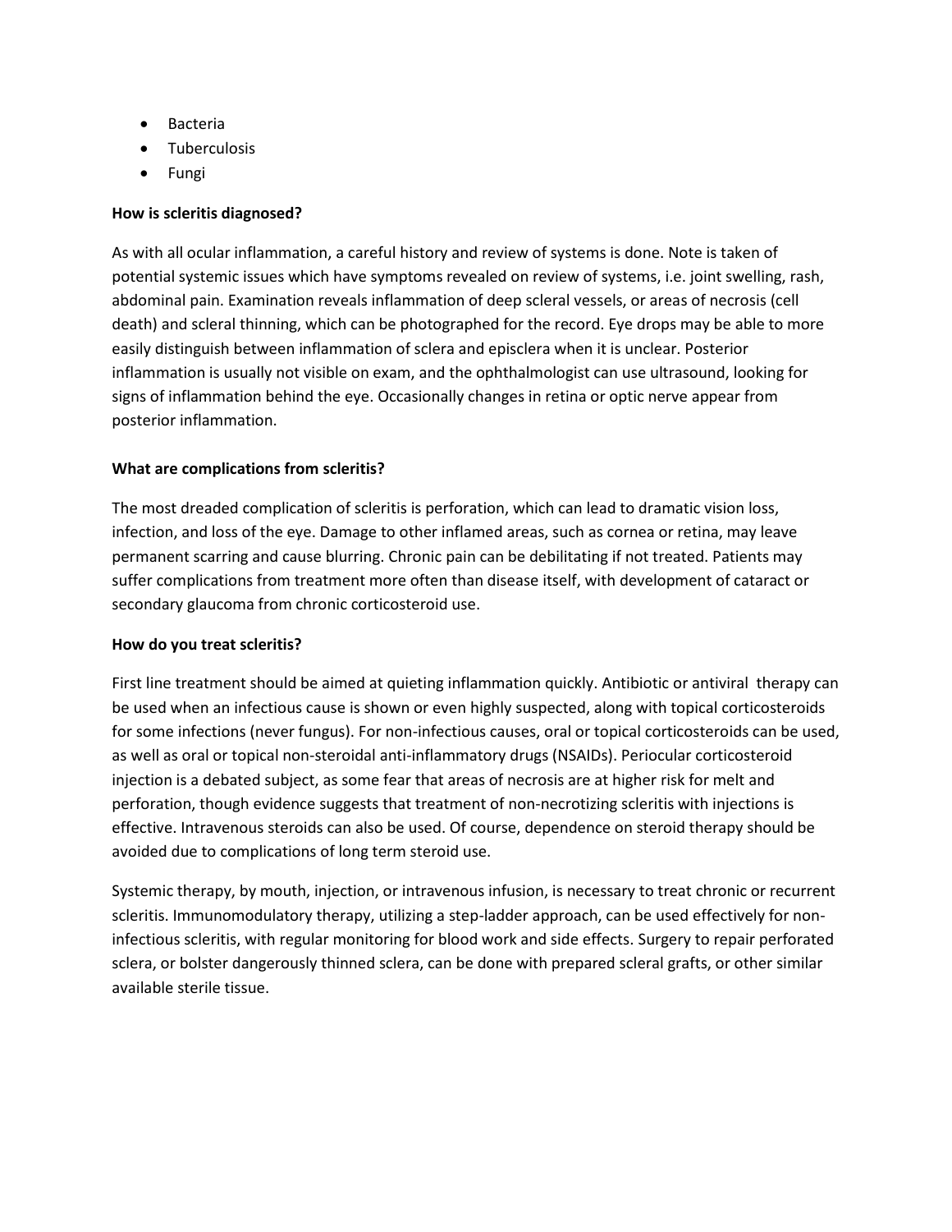- Bacteria
- Tuberculosis
- Fungi

**How is scleritis diagnosed?**

As with all ocular inflammation, a careful history and review of systems is done. Note is taken of potential systemic issues which have symptoms revealed on review of systems, i.e. joint swelling, rash, abdominal pain. Examination reveals inflammation of deep scleral vessels, or areas of necrosis (cell death) and scleral thinning, which can be photographed for the record. Eye drops may be able to more easily distinguish between inflammation of sclera and episclera when it is unclear. Posterior inflammation is usually not visible on exam, and the ophthalmologist can use ultrasound, looking for signs of inflammation behind the eye. Occasionally changes in retina or optic nerve appear from posterior inflammation.

**What are complications from scleritis?**

The most dreaded complication of scleritis is perforation, which can lead to dramatic vision loss, infection, and loss of the eye. Damage to other inflamed areas, such as cornea or retina, may leave permanent scarring and cause blurring. Chronic pain can be debilitating if not treated. Patients may suffer complications from treatment more often than disease itself, with development of cataract or secondary glaucoma from chronic corticosteroid use.

**How do you treat scleritis?**

First line treatment should be aimed at quieting inflammation quickly. Antibiotic or antiviral therapy can be used when an infectious cause is shown or even highly suspected, along with topical corticosteroids for some infections (never fungus). For non-infectious causes, oral or topical corticosteroids can be used, as well as oral or topical non-steroidal anti-inflammatory drugs (NSAIDs). Periocular corticosteroid injection is a debated subject, as some fear that areas of necrosis are at higher risk for melt and perforation, though evidence suggests that treatment of non-necrotizing scleritis with injections is effective. Intravenous steroids can also be used. Of course, dependence on steroid therapy should be avoided due to complications of long term steroid use.

Systemic therapy, by mouth, injection, or intravenous infusion, is necessary to treat chronic or recurrent scleritis. Immunomodulatory therapy, utilizing a step-ladder approach, can be used effectively for non-infectious scleritis, with regular monitoring for blood work and side effects. Surgery to repair perforated sclera, or bolster dangerously thinned sclera, can be done with prepared scleral grafts, or other similar available sterile tissue.